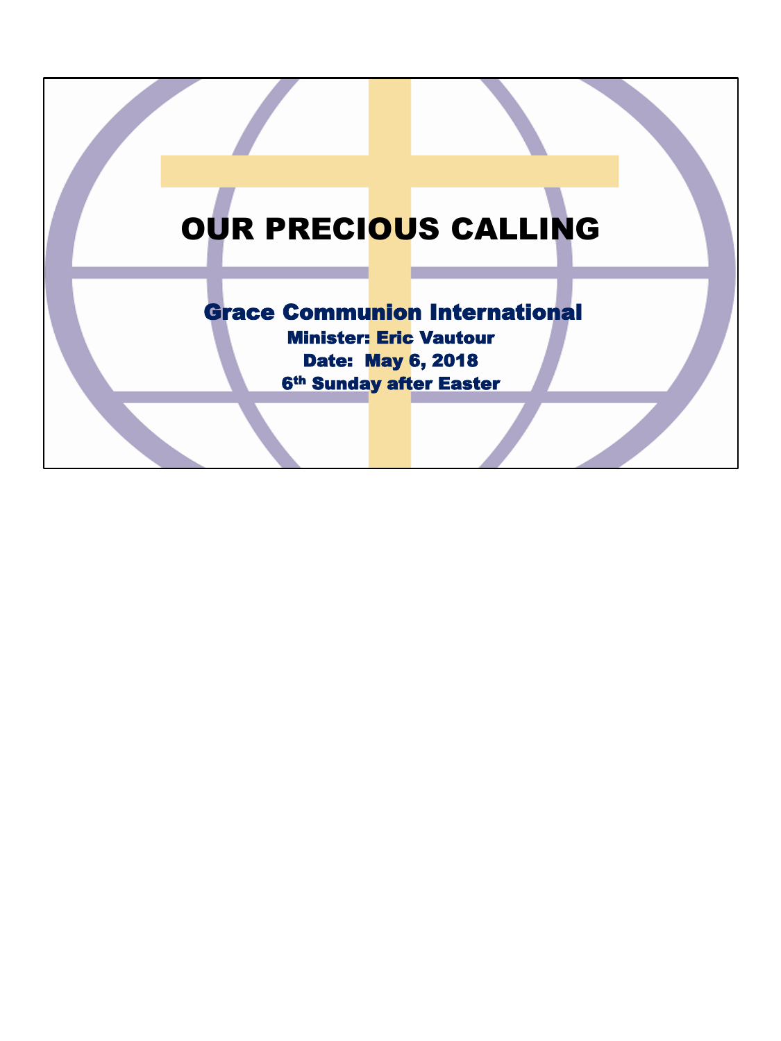# OUR PRECIOUS CALLING

## Grace Communion International

**Minister: Eric Vautour**

**Date: May 6, 2018**

**6th Sunday after Easter**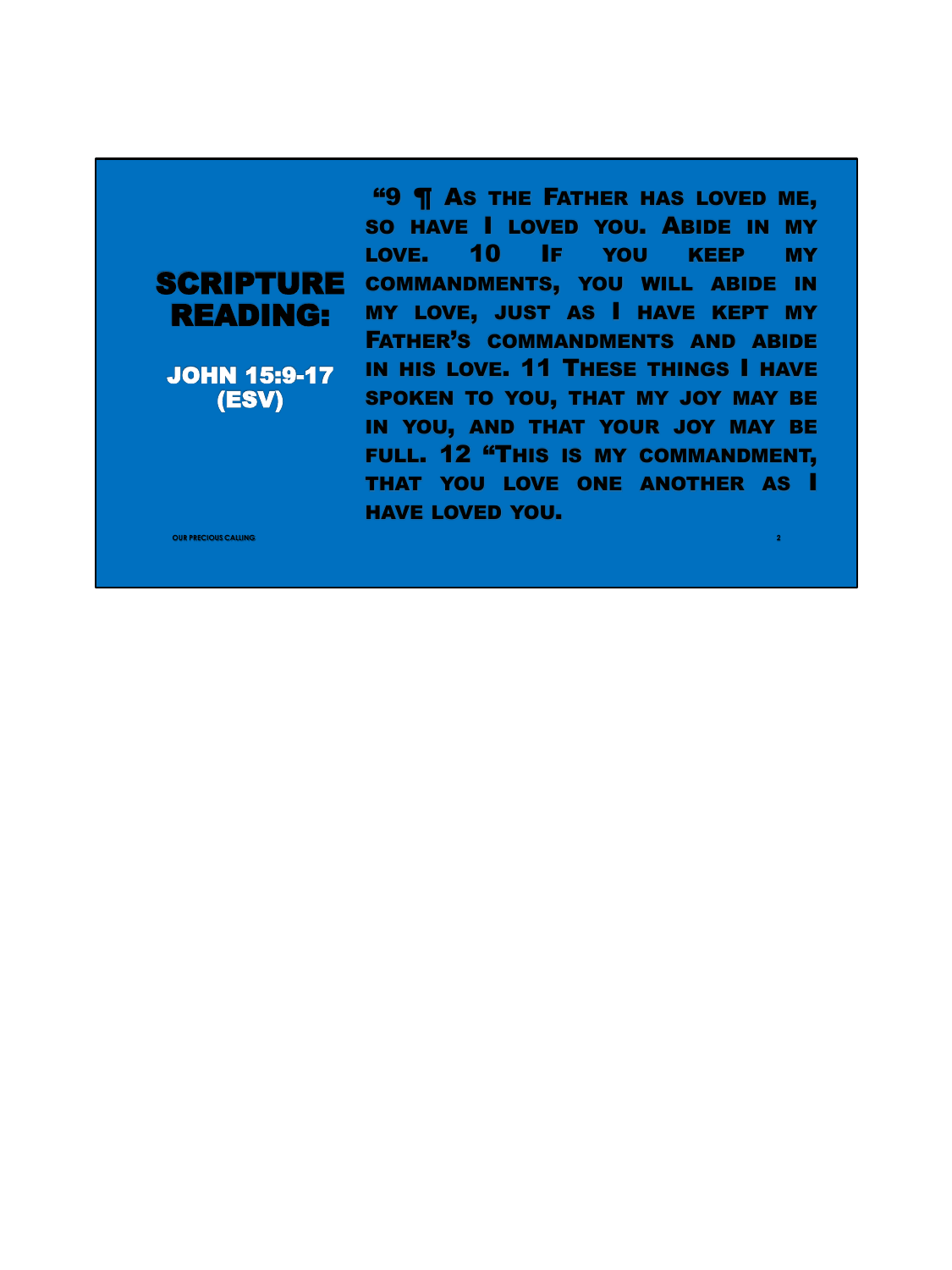## SCRIPTURE READING:

### JOHN 15:9-17 (ESV)

"9 ¶ As the Father has loved me, so have I loved you. Abide in my love. 10 If you keep my commandments, you will abide in my love, just as I have kept my Father's commandments and abide in his love. 11 These things I have spoken to you, that my joy may be in you, and that your joy may be full. 12 "This is my commandment, that you love one another as I have loved you.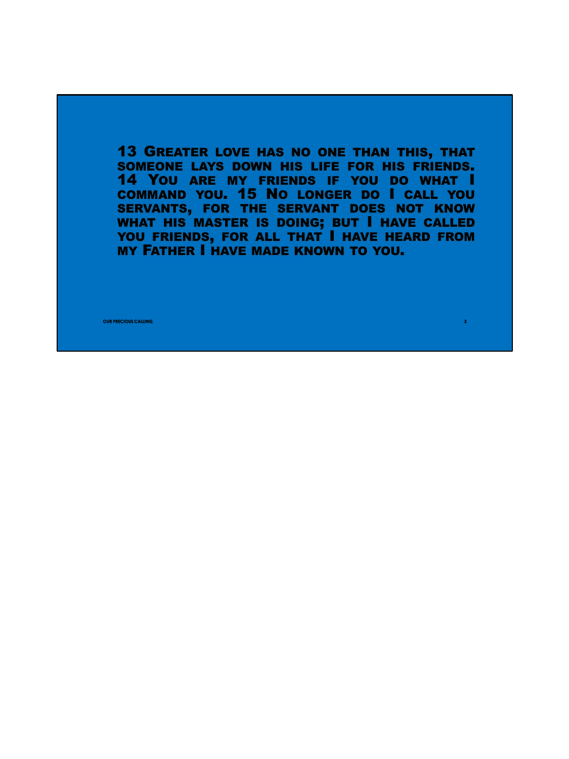13 Greater love has no one than this, that someone lays down his life for his friends. 14 You are my friends if you do what I command you. 15 No longer do I call you servants, for the servant does not know what his master is doing; but I have called you friends, for all that I have heard from my Father I have made known to you.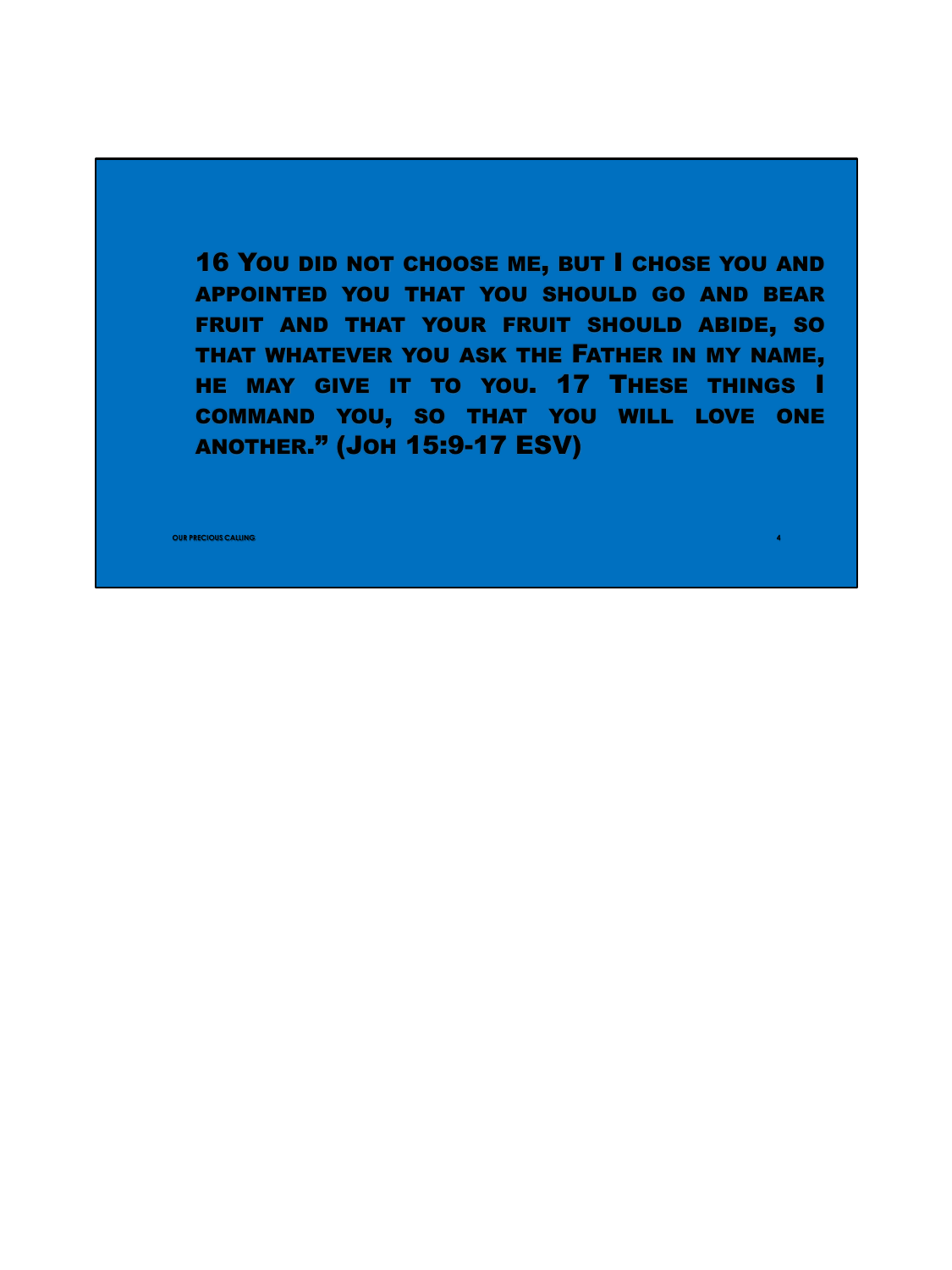**16 You did not choose me, but I chose you and appointed you that you should go and bear fruit and that your fruit should abide, so that whatever you ask the Father in my name, he may give it to you. 17 These things I command you, so that you will love one another." (Joh 15:9-17 ESV)**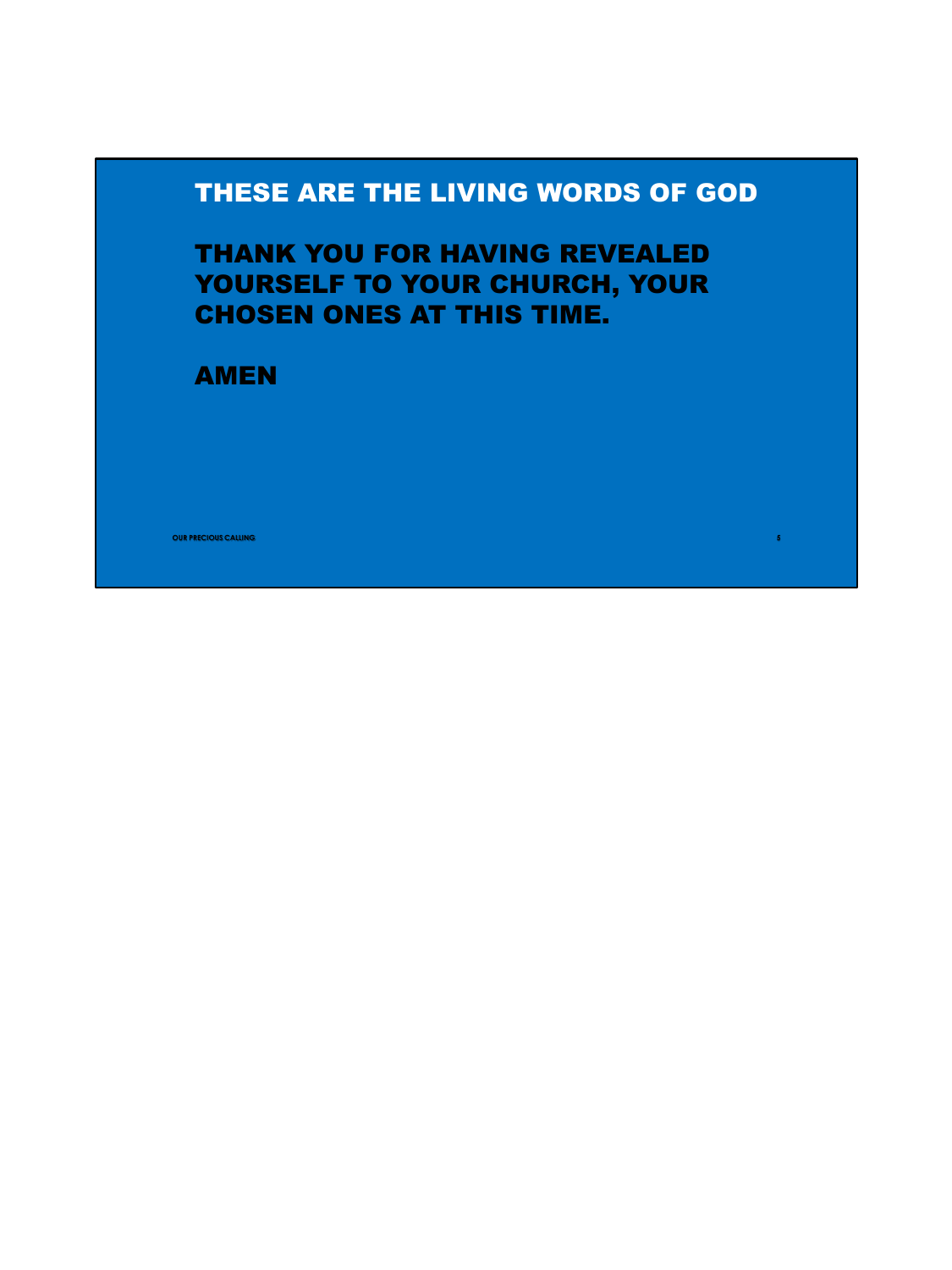## THESE ARE THE LIVING WORDS OF GOD

**THANK YOU FOR HAVING REVEALED YOURSELF TO YOUR CHURCH, YOUR CHOSEN ONES AT THIS TIME.**

**AMEN**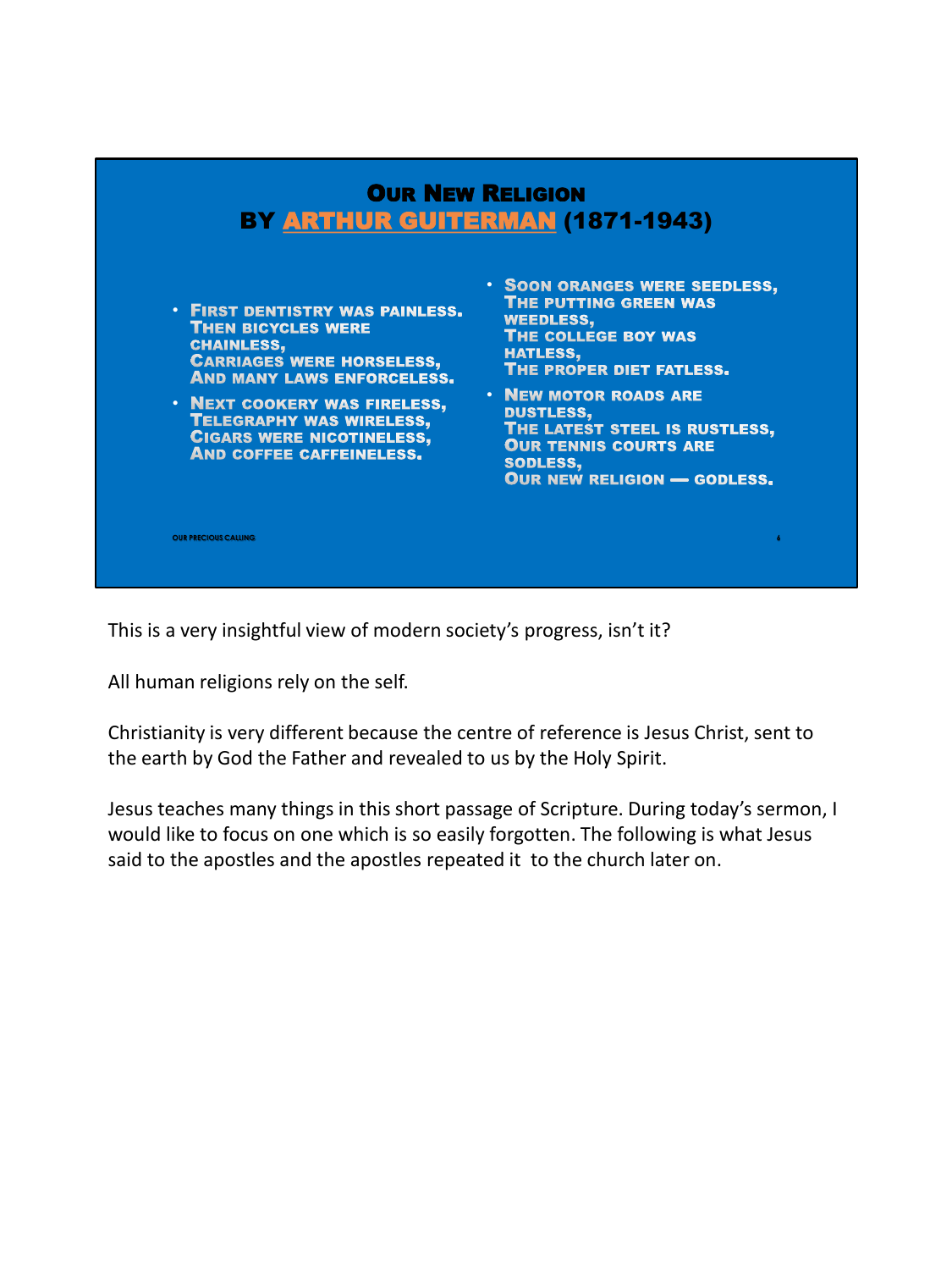## Our New Religion
### by Arthur Guiterman (1871-1943)

- First dentistry was painless.
  Then bicycles were chainless,
  Carriages were horseless,
  And many laws enforceless.
- Next cookery was fireless,
  Telegraphy was wireless,
  Cigars were nicotineless,
  And coffee caffeineless.
- Soon oranges were seedless,
  The putting green was weedless,
  The college boy was hatless,
  The proper diet fatless.
- New motor roads are dustless,
  The latest steel is rustless,
  Our tennis courts are sodless,
  Our new religion — godless.

This is a very insightful view of modern society's progress, isn't it?

All human religions rely on the self.

Christianity is very different because the centre of reference is Jesus Christ, sent to the earth by God the Father and revealed to us by the Holy Spirit.

Jesus teaches many things in this short passage of Scripture. During today's sermon, I would like to focus on one which is so easily forgotten. The following is what Jesus said to the apostles and the apostles repeated it to the church later on.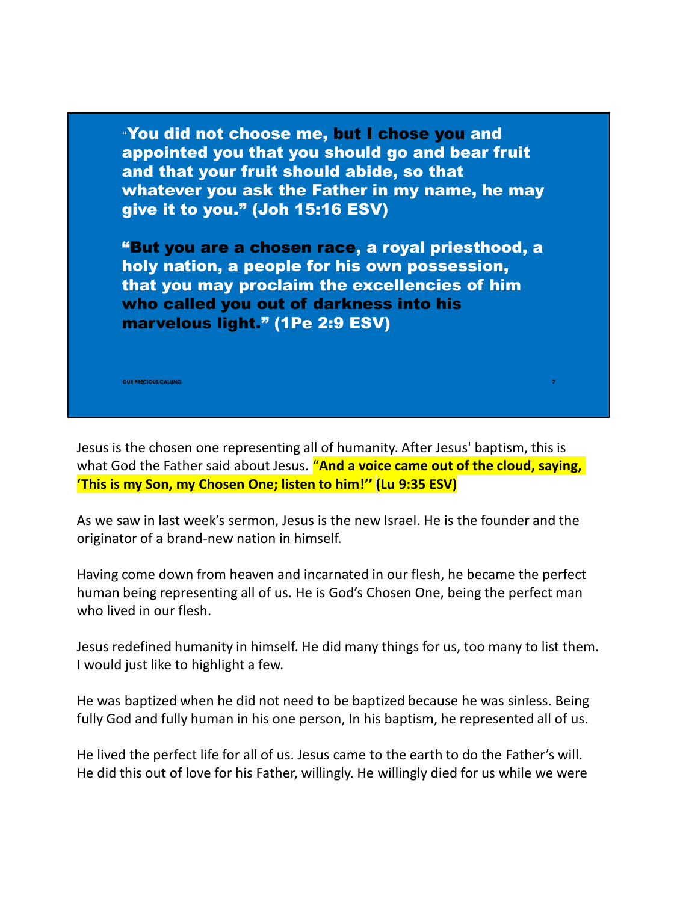**“You did not choose me, but I chose you and appointed you that you should go and bear fruit and that your fruit should abide, so that whatever you ask the Father in my name, he may give it to you.” (Joh 15:16 ESV)**

**“But you are a chosen race, a royal priesthood, a holy nation, a people for his own possession, that you may proclaim the excellencies of him who called you out of darkness into his marvelous light.” (1Pe 2:9 ESV)**

Jesus is the chosen one representing all of humanity. After Jesus' baptism, this is what God the Father said about Jesus. **“And a voice came out of the cloud, saying, ‘This is my Son, my Chosen One; listen to him!’” (Lu 9:35 ESV)**

As we saw in last week’s sermon, Jesus is the new Israel. He is the founder and the originator of a brand-new nation in himself.

Having come down from heaven and incarnated in our flesh, he became the perfect human being representing all of us. He is God’s Chosen One, being the perfect man who lived in our flesh.

Jesus redefined humanity in himself. He did many things for us, too many to list them. I would just like to highlight a few.

He was baptized when he did not need to be baptized because he was sinless. Being fully God and fully human in his one person, In his baptism, he represented all of us.

He lived the perfect life for all of us. Jesus came to the earth to do the Father’s will. He did this out of love for his Father, willingly. He willingly died for us while we were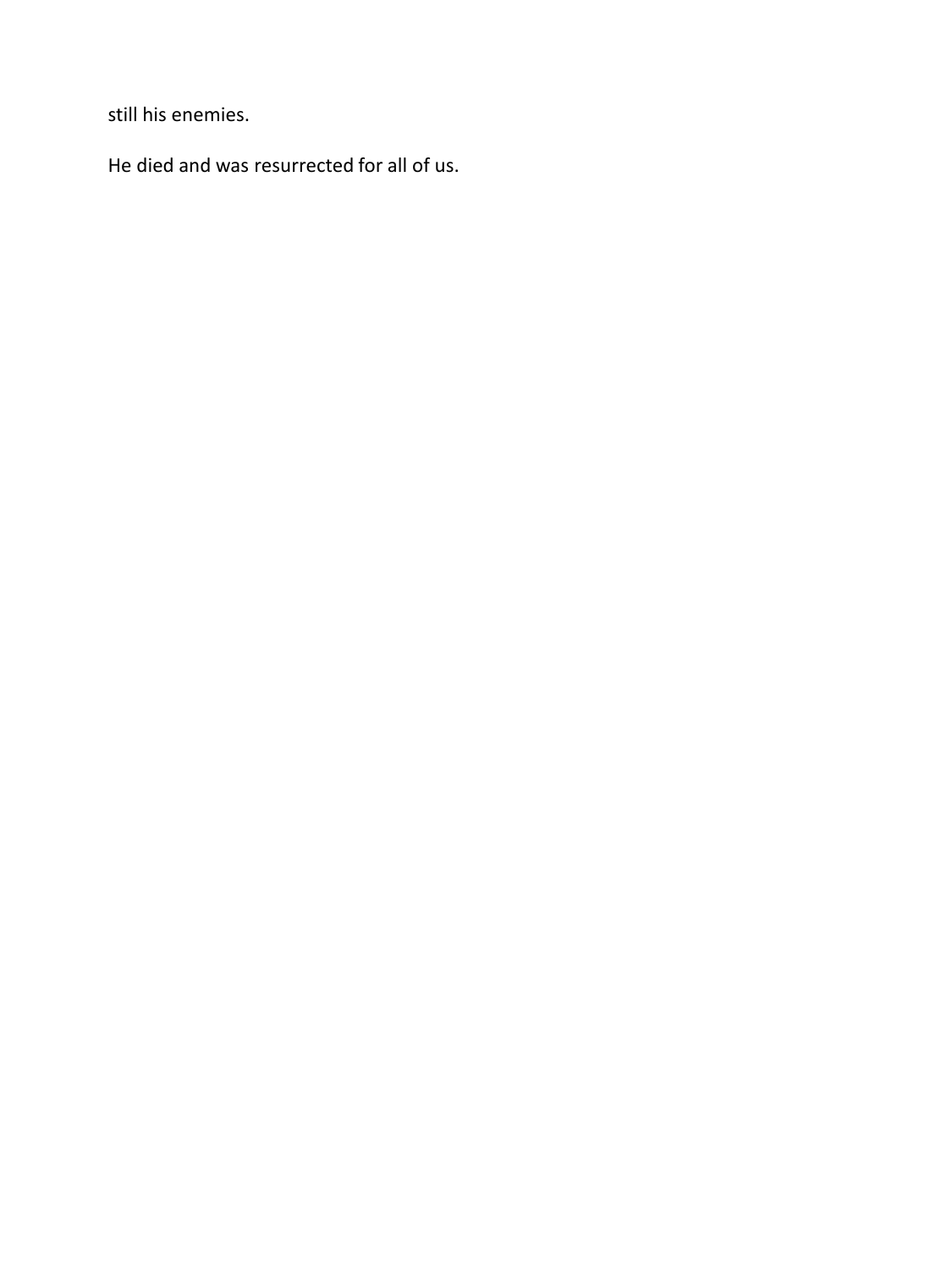still his enemies.

He died and was resurrected for all of us.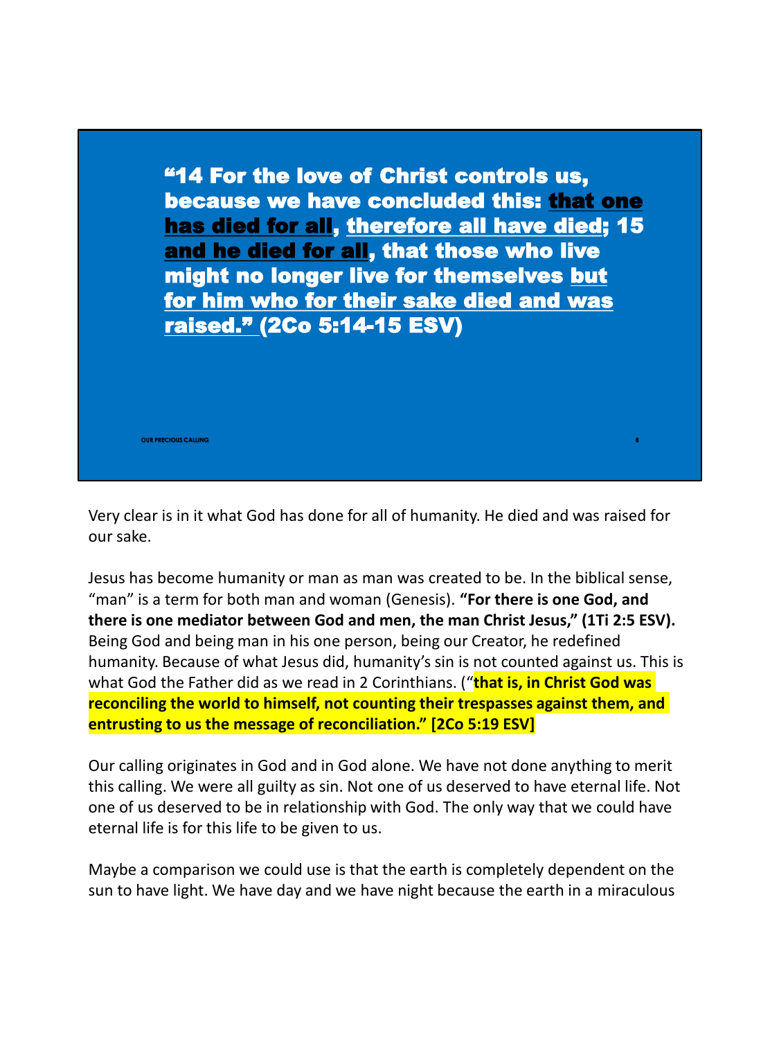**"14 For the love of Christ controls us, because we have concluded this: <u>that one has died for all</u>, <u>therefore all have died</u>; 15 <u>and he died for all</u>, that those who live might no longer live for themselves <u>but for him who for their sake died and was raised."</u> (2Co 5:14-15 ESV)**

Very clear is in it what God has done for all of humanity. He died and was raised for our sake.

Jesus has become humanity or man as man was created to be. In the biblical sense, "man" is a term for both man and woman (Genesis). **"For there is one God, and there is one mediator between God and men, the man Christ Jesus," (1Ti 2:5 ESV).** Being God and being man in his one person, being our Creator, he redefined humanity. Because of what Jesus did, humanity's sin is not counted against us. This is what God the Father did as we read in 2 Corinthians. ("**that is, in Christ God was reconciling the world to himself, not counting their trespasses against them, and entrusting to us the message of reconciliation." [2Co 5:19 ESV]**

Our calling originates in God and in God alone. We have not done anything to merit this calling. We were all guilty as sin. Not one of us deserved to have eternal life. Not one of us deserved to be in relationship with God. The only way that we could have eternal life is for this life to be given to us.

Maybe a comparison we could use is that the earth is completely dependent on the sun to have light. We have day and we have night because the earth in a miraculous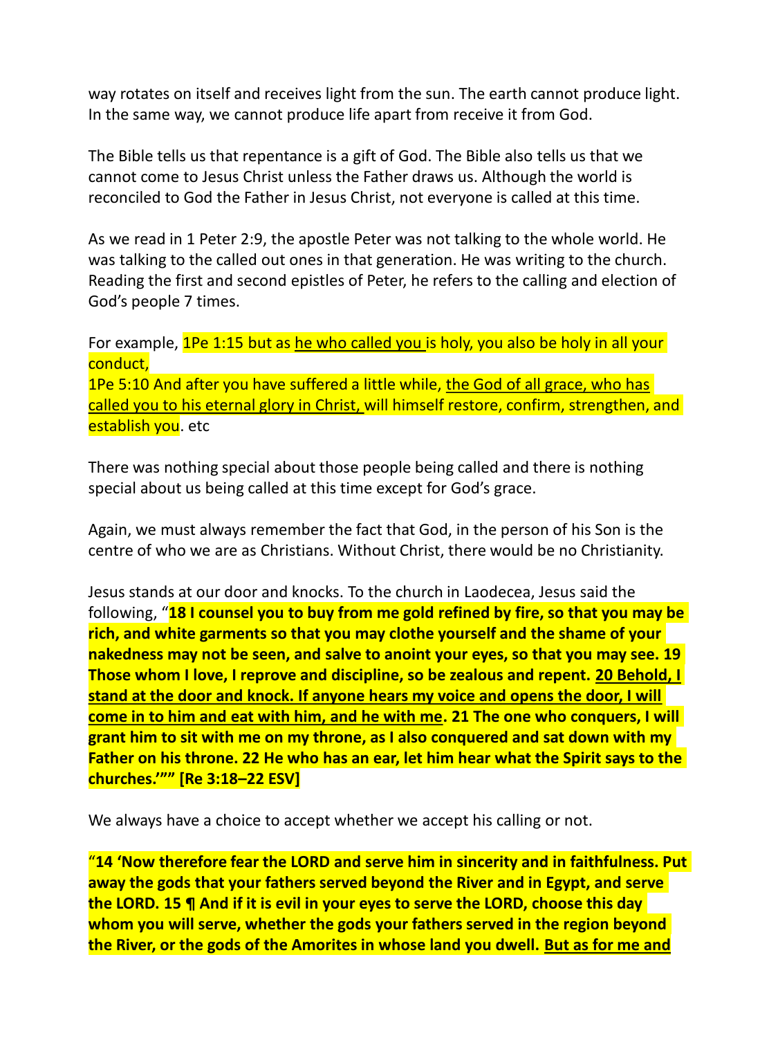way rotates on itself and receives light from the sun. The earth cannot produce light. In the same way, we cannot produce life apart from receive it from God.

The Bible tells us that repentance is a gift of God. The Bible also tells us that we cannot come to Jesus Christ unless the Father draws us. Although the world is reconciled to God the Father in Jesus Christ, not everyone is called at this time.

As we read in 1 Peter 2:9, the apostle Peter was not talking to the whole world. He was talking to the called out ones in that generation. He was writing to the church. Reading the first and second epistles of Peter, he refers to the calling and election of God's people 7 times.

For example, 1Pe 1:15 but as <u>he who called you</u> is holy, you also be holy in all your conduct,
1Pe 5:10 And after you have suffered a little while, <u>the God of all grace, who has called you to his eternal glory in Christ,</u> will himself restore, confirm, strengthen, and establish you. etc

There was nothing special about those people being called and there is nothing special about us being called at this time except for God's grace.

Again, we must always remember the fact that God, in the person of his Son is the centre of who we are as Christians. Without Christ, there would be no Christianity.

Jesus stands at our door and knocks. To the church in Laodecea, Jesus said the following, "**18 I counsel you to buy from me gold refined by fire, so that you may be rich, and white garments so that you may clothe yourself and the shame of your nakedness may not be seen, and salve to anoint your eyes, so that you may see. 19 Those whom I love, I reprove and discipline, so be zealous and repent. <u>20 Behold, I stand at the door and knock. If anyone hears my voice and opens the door, I will come in to him and eat with him, and he with me</u>. 21 The one who conquers, I will grant him to sit with me on my throne, as I also conquered and sat down with my Father on his throne. 22 He who has an ear, let him hear what the Spirit says to the churches.'"" [Re 3:18–22 ESV]**

We always have a choice to accept whether we accept his calling or not.

"**14 'Now therefore fear the LORD and serve him in sincerity and in faithfulness. Put away the gods that your fathers served beyond the River and in Egypt, and serve the LORD. 15 ¶ And if it is evil in your eyes to serve the LORD, choose this day whom you will serve, whether the gods your fathers served in the region beyond the River, or the gods of the Amorites in whose land you dwell. <u>But as for me and</u>**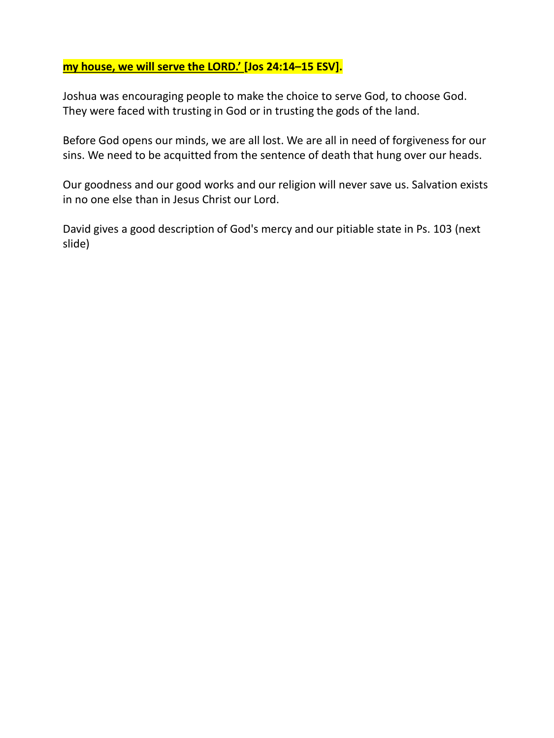**my house, we will serve the LORD.' [Jos 24:14–15 ESV].**

Joshua was encouraging people to make the choice to serve God, to choose God. They were faced with trusting in God or in trusting the gods of the land.

Before God opens our minds, we are all lost. We are all in need of forgiveness for our sins. We need to be acquitted from the sentence of death that hung over our heads.

Our goodness and our good works and our religion will never save us. Salvation exists in no one else than in Jesus Christ our Lord.

David gives a good description of God's mercy and our pitiable state in Ps. 103 (next slide)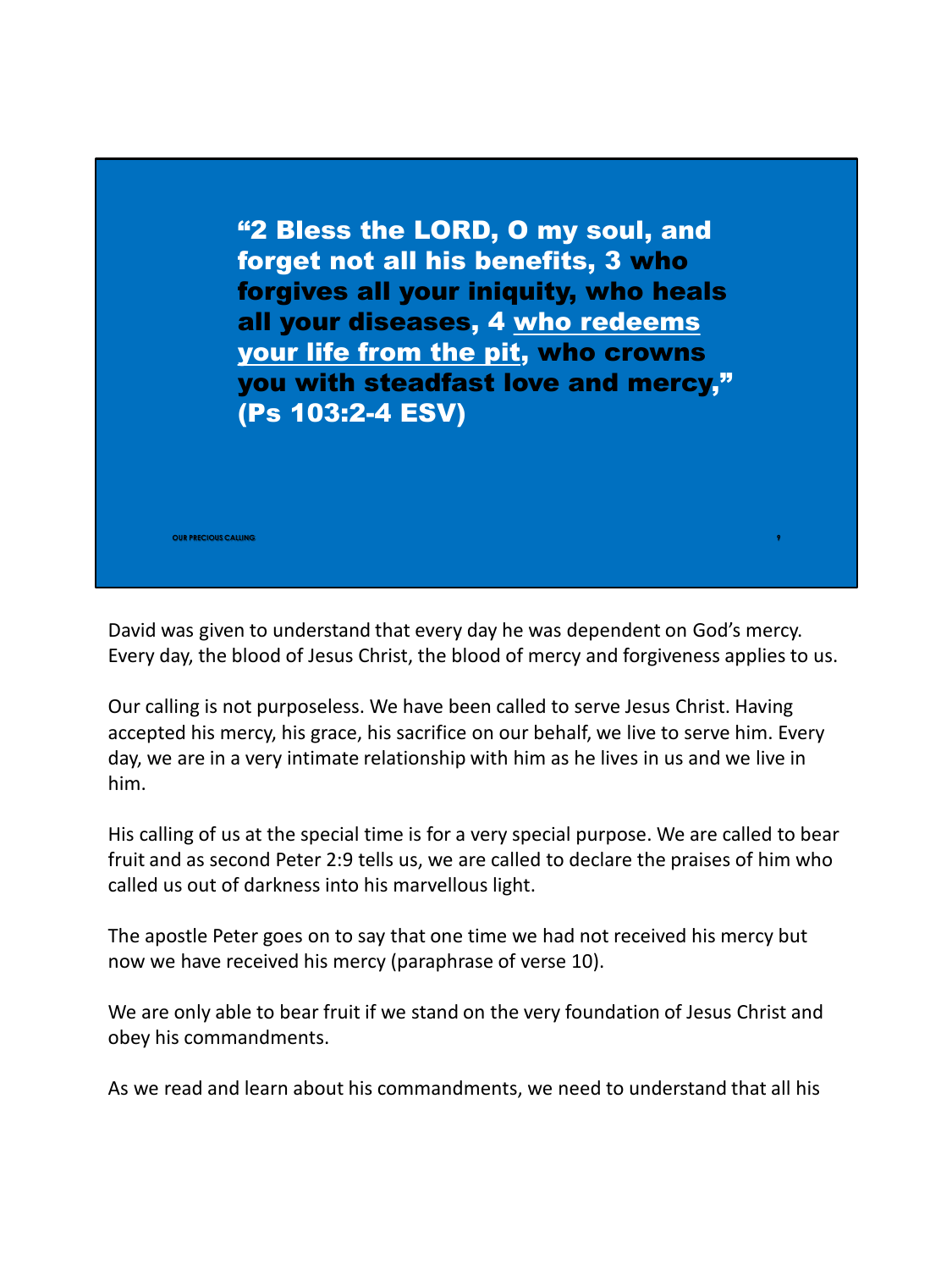**“2 Bless the LORD, O my soul, and forget not all his benefits, 3 who forgives all your iniquity, who heals all your diseases, 4 who redeems your life from the pit, who crowns you with steadfast love and mercy,” (Ps 103:2-4 ESV)**

David was given to understand that every day he was dependent on God’s mercy. Every day, the blood of Jesus Christ, the blood of mercy and forgiveness applies to us.

Our calling is not purposeless. We have been called to serve Jesus Christ. Having accepted his mercy, his grace, his sacrifice on our behalf, we live to serve him. Every day, we are in a very intimate relationship with him as he lives in us and we live in him.

His calling of us at the special time is for a very special purpose. We are called to bear fruit and as second Peter 2:9 tells us, we are called to declare the praises of him who called us out of darkness into his marvellous light.

The apostle Peter goes on to say that one time we had not received his mercy but now we have received his mercy (paraphrase of verse 10).

We are only able to bear fruit if we stand on the very foundation of Jesus Christ and obey his commandments.

As we read and learn about his commandments, we need to understand that all his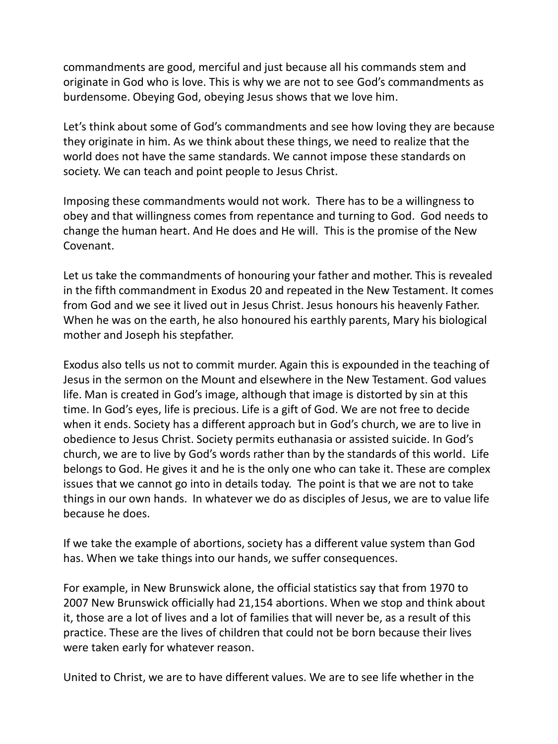commandments are good, merciful and just because all his commands stem and originate in God who is love. This is why we are not to see God's commandments as burdensome. Obeying God, obeying Jesus shows that we love him.

Let's think about some of God's commandments and see how loving they are because they originate in him. As we think about these things, we need to realize that the world does not have the same standards. We cannot impose these standards on society. We can teach and point people to Jesus Christ.

Imposing these commandments would not work. There has to be a willingness to obey and that willingness comes from repentance and turning to God. God needs to change the human heart. And He does and He will. This is the promise of the New Covenant.

Let us take the commandments of honouring your father and mother. This is revealed in the fifth commandment in Exodus 20 and repeated in the New Testament. It comes from God and we see it lived out in Jesus Christ. Jesus honours his heavenly Father. When he was on the earth, he also honoured his earthly parents, Mary his biological mother and Joseph his stepfather.

Exodus also tells us not to commit murder. Again this is expounded in the teaching of Jesus in the sermon on the Mount and elsewhere in the New Testament. God values life. Man is created in God's image, although that image is distorted by sin at this time. In God's eyes, life is precious. Life is a gift of God. We are not free to decide when it ends. Society has a different approach but in God's church, we are to live in obedience to Jesus Christ. Society permits euthanasia or assisted suicide. In God's church, we are to live by God's words rather than by the standards of this world. Life belongs to God. He gives it and he is the only one who can take it. These are complex issues that we cannot go into in details today. The point is that we are not to take things in our own hands. In whatever we do as disciples of Jesus, we are to value life because he does.

If we take the example of abortions, society has a different value system than God has. When we take things into our hands, we suffer consequences.

For example, in New Brunswick alone, the official statistics say that from 1970 to 2007 New Brunswick officially had 21,154 abortions. When we stop and think about it, those are a lot of lives and a lot of families that will never be, as a result of this practice. These are the lives of children that could not be born because their lives were taken early for whatever reason.

United to Christ, we are to have different values. We are to see life whether in the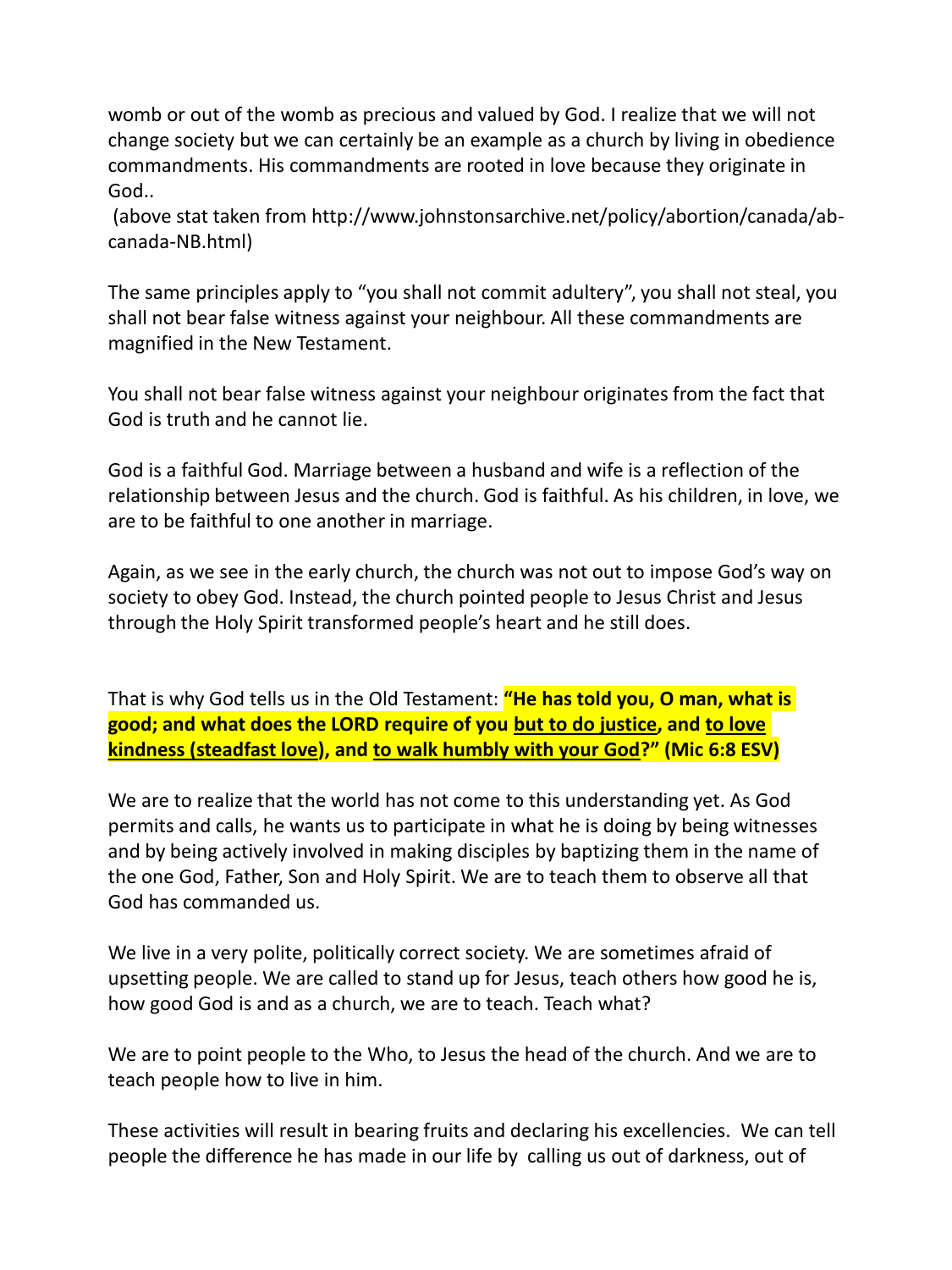womb or out of the womb as precious and valued by God. I realize that we will not change society but we can certainly be an example as a church by living in obedience commandments. His commandments are rooted in love because they originate in God..

(above stat taken from http://www.johnstonsarchive.net/policy/abortion/canada/ab-canada-NB.html)

The same principles apply to "you shall not commit adultery", you shall not steal, you shall not bear false witness against your neighbour. All these commandments are magnified in the New Testament.

You shall not bear false witness against your neighbour originates from the fact that God is truth and he cannot lie.

God is a faithful God. Marriage between a husband and wife is a reflection of the relationship between Jesus and the church. God is faithful. As his children, in love, we are to be faithful to one another in marriage.

Again, as we see in the early church, the church was not out to impose God's way on society to obey God. Instead, the church pointed people to Jesus Christ and Jesus through the Holy Spirit transformed people's heart and he still does.

That is why God tells us in the Old Testament: **"He has told you, O man, what is good; and what does the LORD require of you <u>but to do justice</u>, and <u>to love kindness (steadfast love)</u>, and <u>to walk humbly with your God</u>?" (Mic 6:8 ESV)**

We are to realize that the world has not come to this understanding yet. As God permits and calls, he wants us to participate in what he is doing by being witnesses and by being actively involved in making disciples by baptizing them in the name of the one God, Father, Son and Holy Spirit. We are to teach them to observe all that God has commanded us.

We live in a very polite, politically correct society. We are sometimes afraid of upsetting people. We are called to stand up for Jesus, teach others how good he is, how good God is and as a church, we are to teach. Teach what?

We are to point people to the Who, to Jesus the head of the church. And we are to teach people how to live in him.

These activities will result in bearing fruits and declaring his excellencies. We can tell people the difference he has made in our life by calling us out of darkness, out of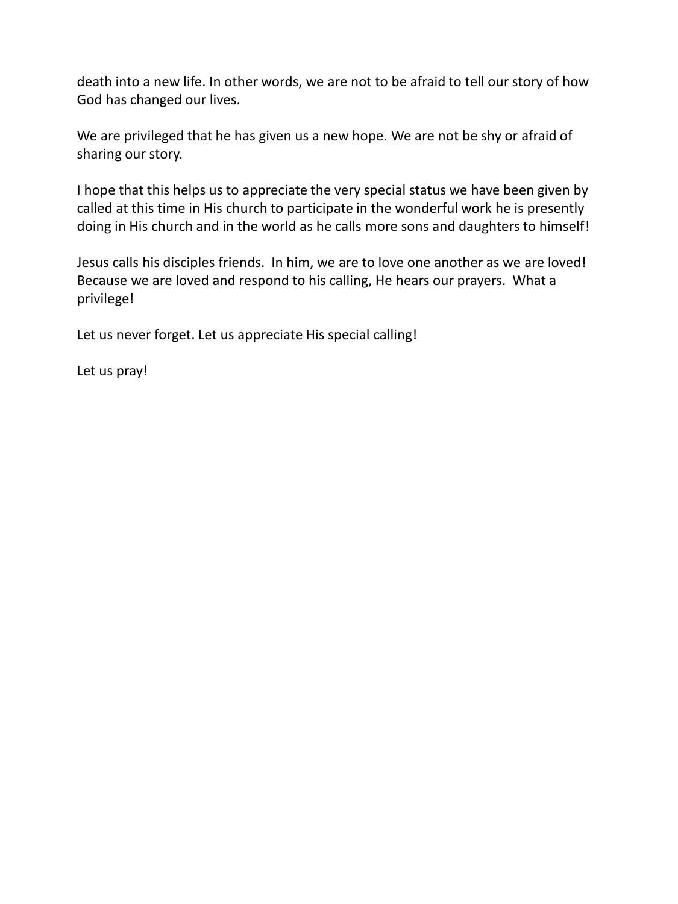death into a new life. In other words, we are not to be afraid to tell our story of how God has changed our lives.

We are privileged that he has given us a new hope. We are not be shy or afraid of sharing our story.

I hope that this helps us to appreciate the very special status we have been given by called at this time in His church to participate in the wonderful work he is presently doing in His church and in the world as he calls more sons and daughters to himself!

Jesus calls his disciples friends. In him, we are to love one another as we are loved! Because we are loved and respond to his calling, He hears our prayers. What a privilege!

Let us never forget. Let us appreciate His special calling!

Let us pray!